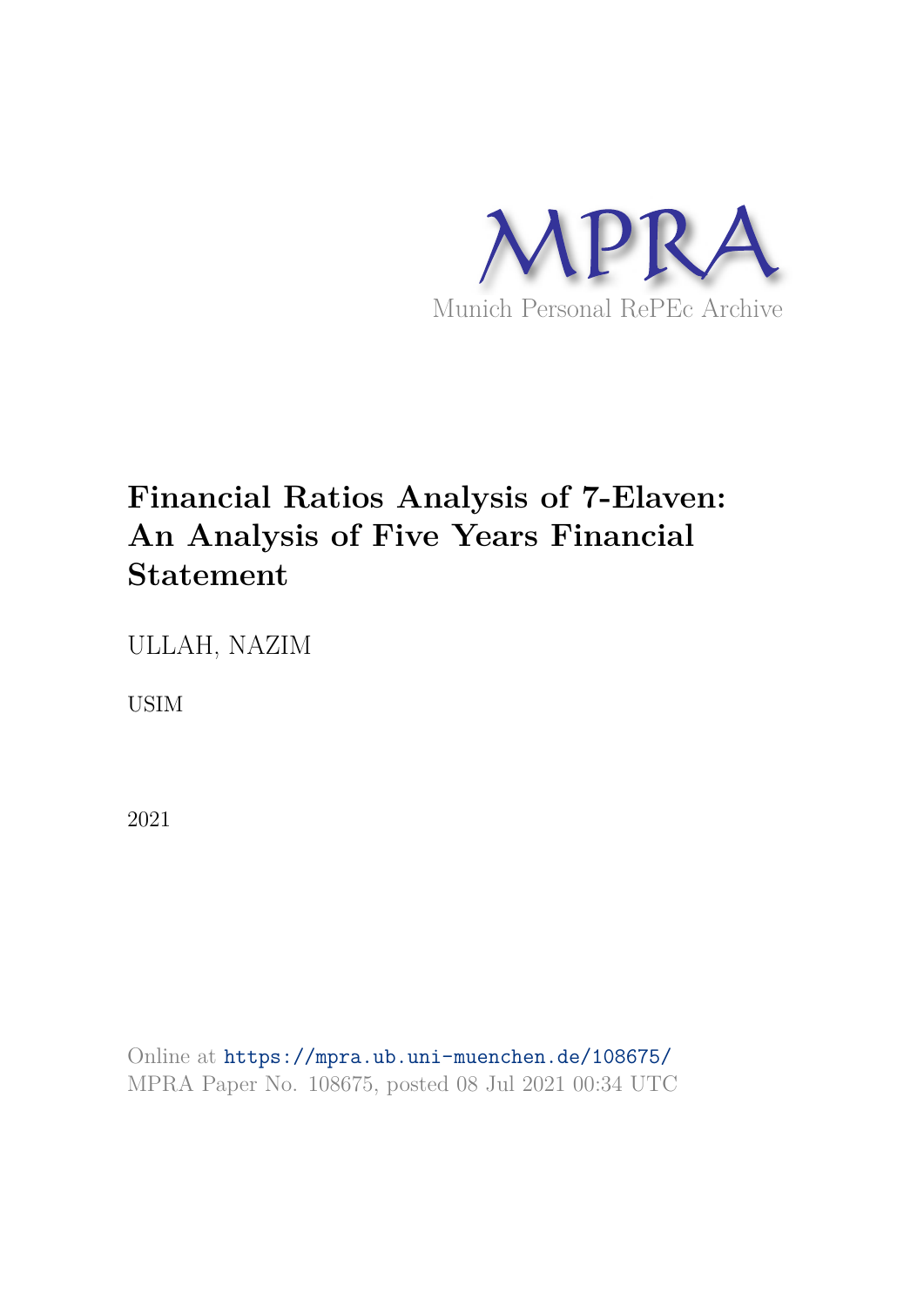MPRA

Munich Personal RePEc Archive

# Financial Ratios Analysis of 7-Elaven: An Analysis of Five Years Financial Statement

ULLAH, NAZIM

USIM

2021

Online at https://mpra.ub.uni-muenchen.de/108675/
MPRA Paper No. 108675, posted 08 Jul 2021 00:34 UTC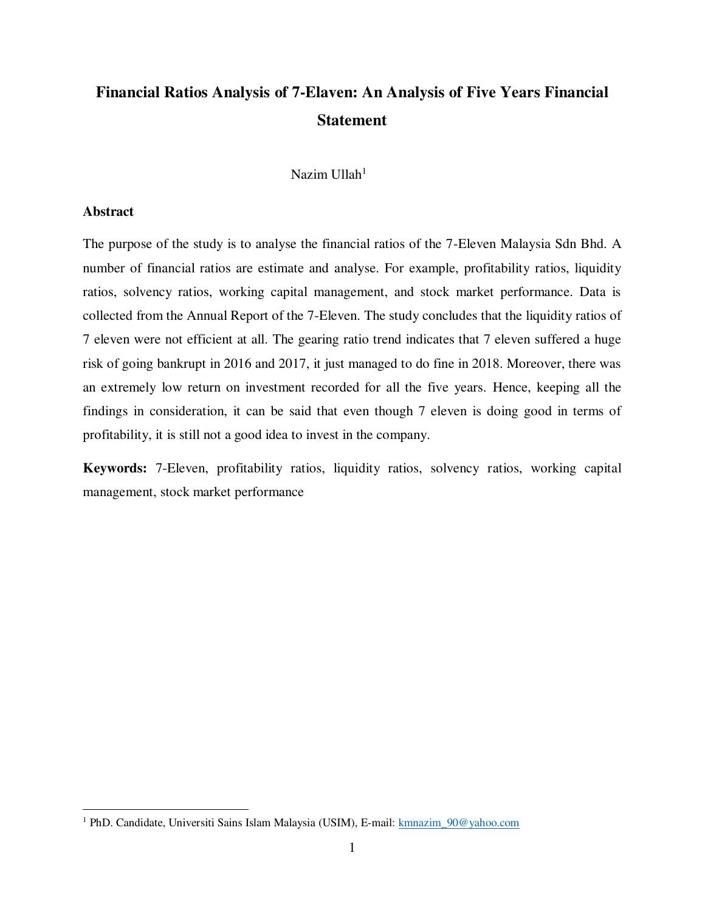# Financial Ratios Analysis of 7-Elaven: An Analysis of Five Years Financial Statement

Nazim Ullah[1]

## Abstract

The purpose of the study is to analyse the financial ratios of the 7-Eleven Malaysia Sdn Bhd. A number of financial ratios are estimate and analyse. For example, profitability ratios, liquidity ratios, solvency ratios, working capital management, and stock market performance. Data is collected from the Annual Report of the 7-Eleven. The study concludes that the liquidity ratios of 7 eleven were not efficient at all. The gearing ratio trend indicates that 7 eleven suffered a huge risk of going bankrupt in 2016 and 2017, it just managed to do fine in 2018. Moreover, there was an extremely low return on investment recorded for all the five years. Hence, keeping all the findings in consideration, it can be said that even though 7 eleven is doing good in terms of profitability, it is still not a good idea to invest in the company.

**Keywords:** 7-Eleven, profitability ratios, liquidity ratios, solvency ratios, working capital management, stock market performance

---

[1] PhD. Candidate, Universiti Sains Islam Malaysia (USIM), E-mail: kmnazim_90@yahoo.com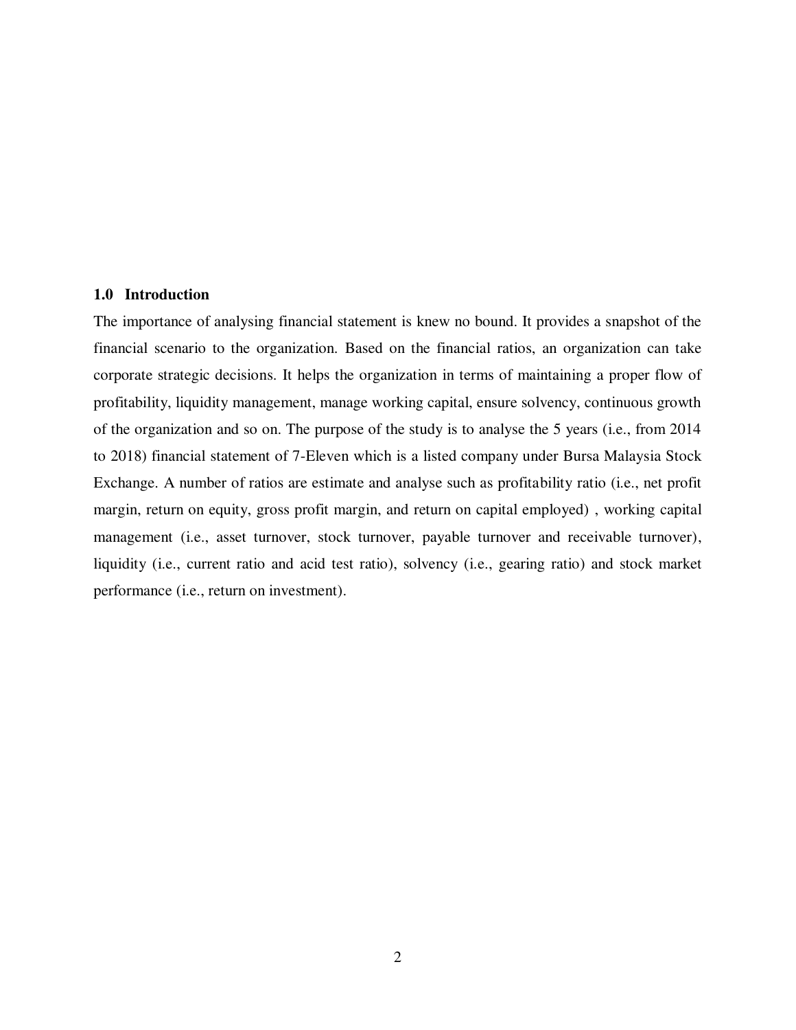## 1.0 Introduction

The importance of analysing financial statement is knew no bound. It provides a snapshot of the financial scenario to the organization. Based on the financial ratios, an organization can take corporate strategic decisions. It helps the organization in terms of maintaining a proper flow of profitability, liquidity management, manage working capital, ensure solvency, continuous growth of the organization and so on. The purpose of the study is to analyse the 5 years (i.e., from 2014 to 2018) financial statement of 7-Eleven which is a listed company under Bursa Malaysia Stock Exchange. A number of ratios are estimate and analyse such as profitability ratio (i.e., net profit margin, return on equity, gross profit margin, and return on capital employed) , working capital management (i.e., asset turnover, stock turnover, payable turnover and receivable turnover), liquidity (i.e., current ratio and acid test ratio), solvency (i.e., gearing ratio) and stock market performance (i.e., return on investment).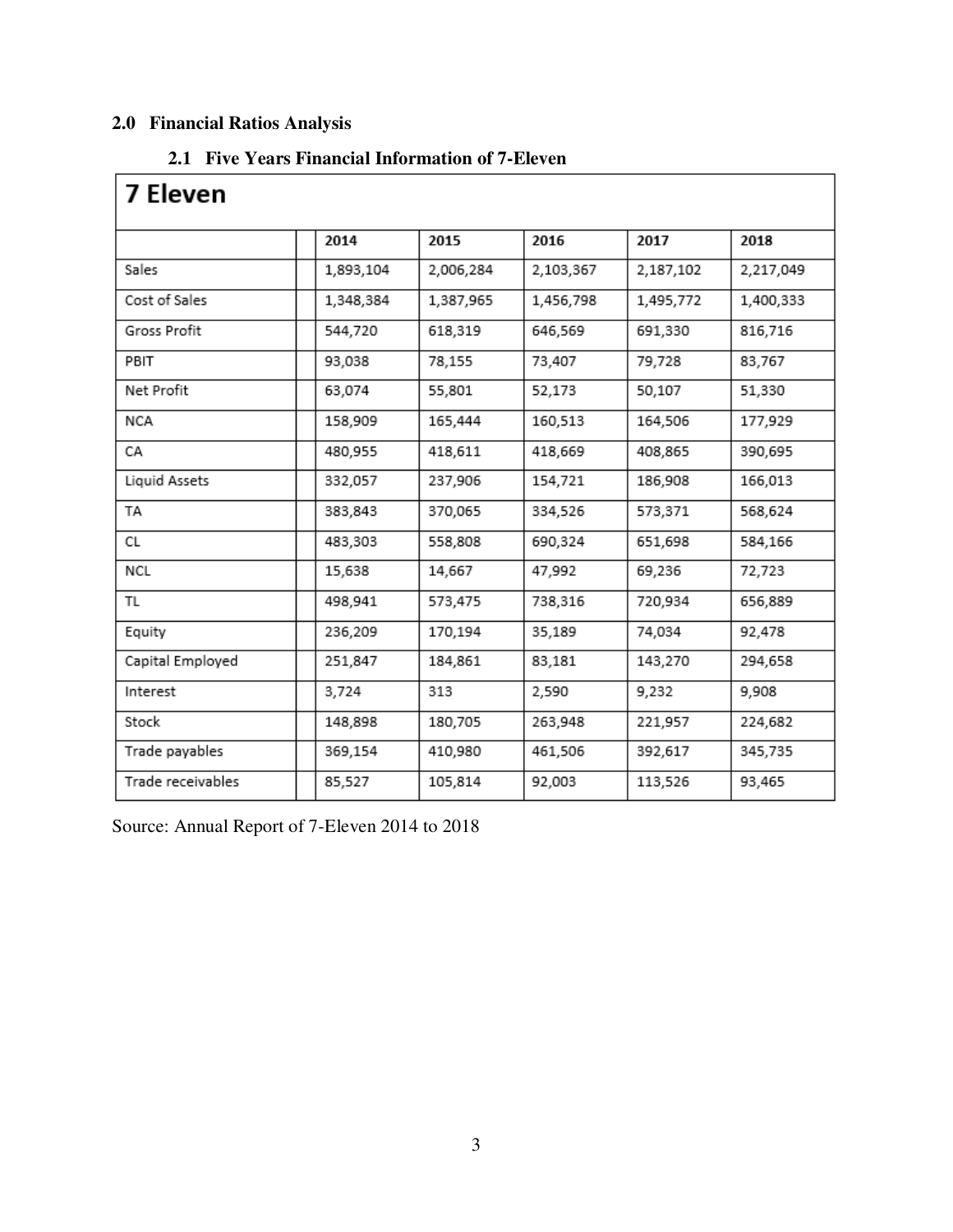## 2.0 Financial Ratios Analysis

### 2.1 Five Years Financial Information of 7-Eleven

| 7 Eleven | | | | | |
|---|---|---|---|---|---|
| | 2014 | 2015 | 2016 | 2017 | 2018 |
| Sales | 1,893,104 | 2,006,284 | 2,103,367 | 2,187,102 | 2,217,049 |
| Cost of Sales | 1,348,384 | 1,387,965 | 1,456,798 | 1,495,772 | 1,400,333 |
| Gross Profit | 544,720 | 618,319 | 646,569 | 691,330 | 816,716 |
| PBIT | 93,038 | 78,155 | 73,407 | 79,728 | 83,767 |
| Net Profit | 63,074 | 55,801 | 52,173 | 50,107 | 51,330 |
| NCA | 158,909 | 165,444 | 160,513 | 164,506 | 177,929 |
| CA | 480,955 | 418,611 | 418,669 | 408,865 | 390,695 |
| Liquid Assets | 332,057 | 237,906 | 154,721 | 186,908 | 166,013 |
| TA | 383,843 | 370,065 | 334,526 | 573,371 | 568,624 |
| CL | 483,303 | 558,808 | 690,324 | 651,698 | 584,166 |
| NCL | 15,638 | 14,667 | 47,992 | 69,236 | 72,723 |
| TL | 498,941 | 573,475 | 738,316 | 720,934 | 656,889 |
| Equity | 236,209 | 170,194 | 35,189 | 74,034 | 92,478 |
| Capital Employed | 251,847 | 184,861 | 83,181 | 143,270 | 294,658 |
| Interest | 3,724 | 313 | 2,590 | 9,232 | 9,908 |
| Stock | 148,898 | 180,705 | 263,948 | 221,957 | 224,682 |
| Trade payables | 369,154 | 410,980 | 461,506 | 392,617 | 345,735 |
| Trade receivables | 85,527 | 105,814 | 92,003 | 113,526 | 93,465 |

Source: Annual Report of 7-Eleven 2014 to 2018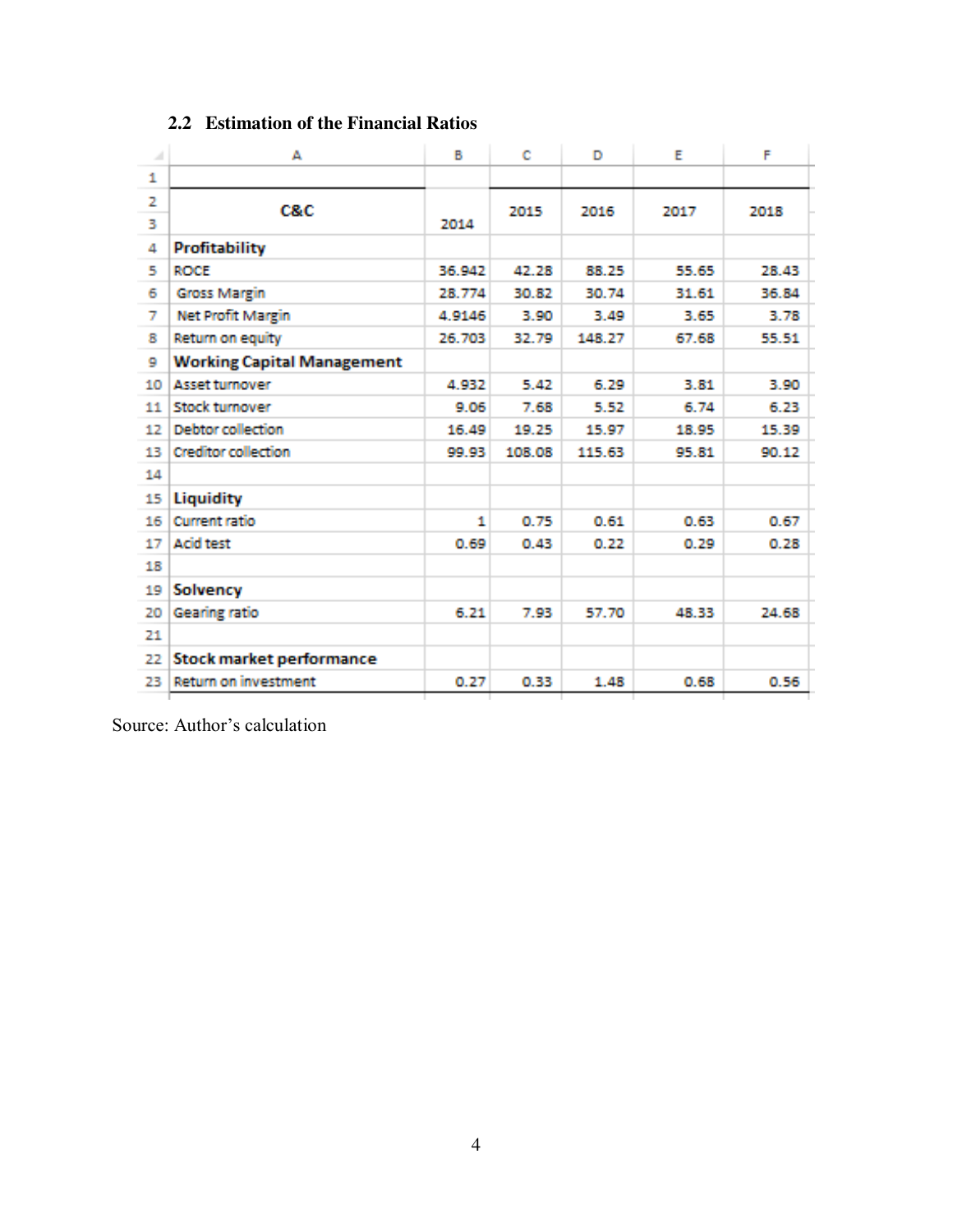## 2.2 Estimation of the Financial Ratios

| C&C | 2014 | 2015 | 2016 | 2017 | 2018 |
|---|---|---|---|---|---|
| **Profitability** | | | | | |
| ROCE | 36.942 | 42.28 | 88.25 | 55.65 | 28.43 |
| Gross Margin | 28.774 | 30.82 | 30.74 | 31.61 | 36.84 |
| Net Profit Margin | 4.9146 | 3.90 | 3.49 | 3.65 | 3.78 |
| Return on equity | 26.703 | 32.79 | 148.27 | 67.68 | 55.51 |
| **Working Capital Management** | | | | | |
| Asset turnover | 4.932 | 5.42 | 6.29 | 3.81 | 3.90 |
| Stock turnover | 9.06 | 7.68 | 5.52 | 6.74 | 6.23 |
| Debtor collection | 16.49 | 19.25 | 15.97 | 18.95 | 15.39 |
| Creditor collection | 99.93 | 108.08 | 115.63 | 95.81 | 90.12 |
| | | | | | |
| **Liquidity** | | | | | |
| Current ratio | 1 | 0.75 | 0.61 | 0.63 | 0.67 |
| Acid test | 0.69 | 0.43 | 0.22 | 0.29 | 0.28 |
| | | | | | |
| **Solvency** | | | | | |
| Gearing ratio | 6.21 | 7.93 | 57.70 | 48.33 | 24.68 |
| | | | | | |
| **Stock market performance** | | | | | |
| Return on investment | 0.27 | 0.33 | 1.48 | 0.68 | 0.56 |

Source: Author's calculation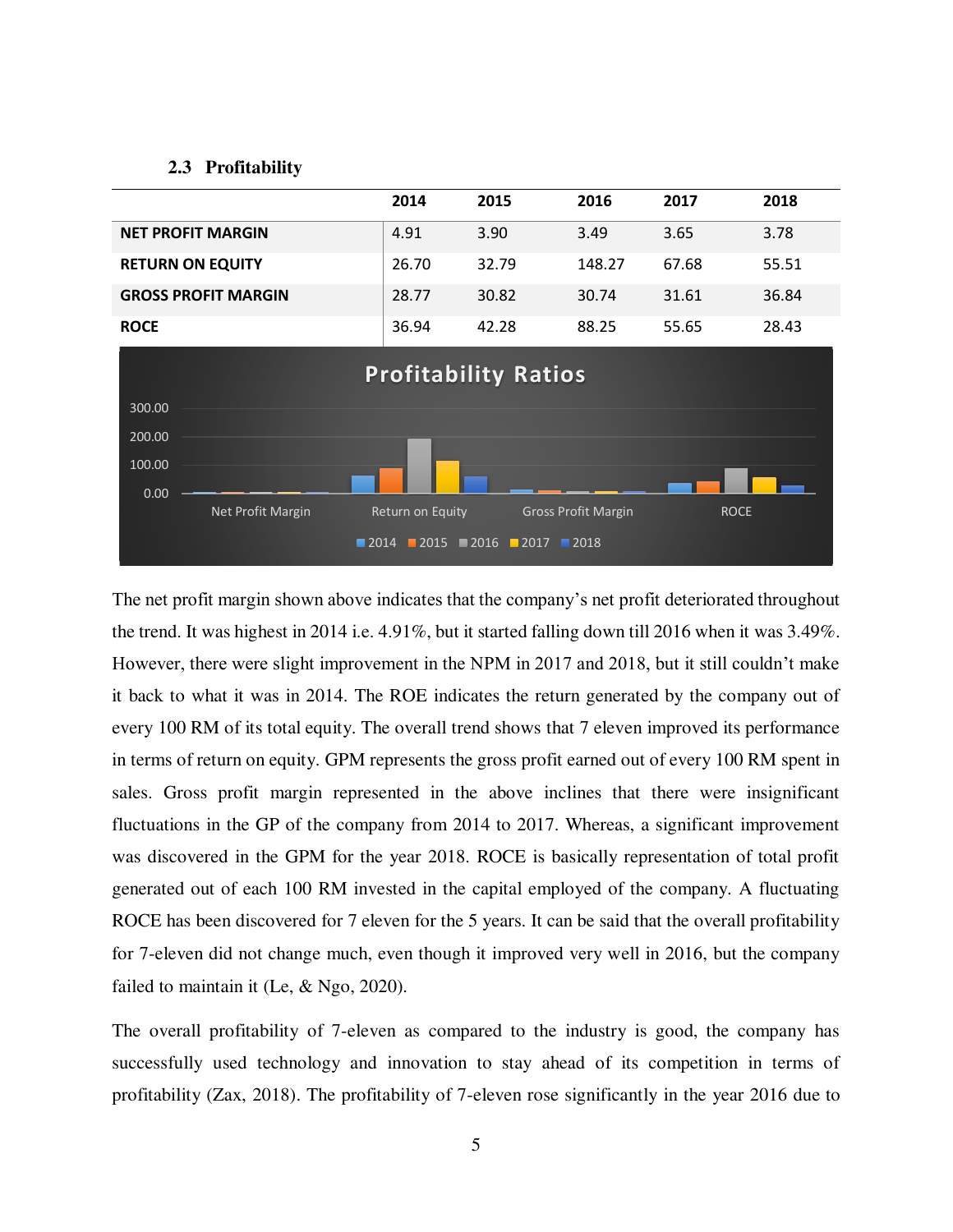### 2.3 Profitability

| | 2014 | 2015 | 2016 | 2017 | 2018 |
|---|---|---|---|---|---|
| **NET PROFIT MARGIN** | 4.91 | 3.90 | 3.49 | 3.65 | 3.78 |
| **RETURN ON EQUITY** | 26.70 | 32.79 | 148.27 | 67.68 | 55.51 |
| **GROSS PROFIT MARGIN** | 28.77 | 30.82 | 30.74 | 31.61 | 36.84 |
| **ROCE** | 36.94 | 42.28 | 88.25 | 55.65 | 28.43 |

The net profit margin shown above indicates that the company's net profit deteriorated throughout the trend. It was highest in 2014 i.e. 4.91%, but it started falling down till 2016 when it was 3.49%. However, there were slight improvement in the NPM in 2017 and 2018, but it still couldn't make it back to what it was in 2014. The ROE indicates the return generated by the company out of every 100 RM of its total equity. The overall trend shows that 7 eleven improved its performance in terms of return on equity. GPM represents the gross profit earned out of every 100 RM spent in sales. Gross profit margin represented in the above inclines that there were insignificant fluctuations in the GP of the company from 2014 to 2017. Whereas, a significant improvement was discovered in the GPM for the year 2018. ROCE is basically representation of total profit generated out of each 100 RM invested in the capital employed of the company. A fluctuating ROCE has been discovered for 7 eleven for the 5 years. It can be said that the overall profitability for 7-eleven did not change much, even though it improved very well in 2016, but the company failed to maintain it (Le, & Ngo, 2020).

The overall profitability of 7-eleven as compared to the industry is good, the company has successfully used technology and innovation to stay ahead of its competition in terms of profitability (Zax, 2018). The profitability of 7-eleven rose significantly in the year 2016 due to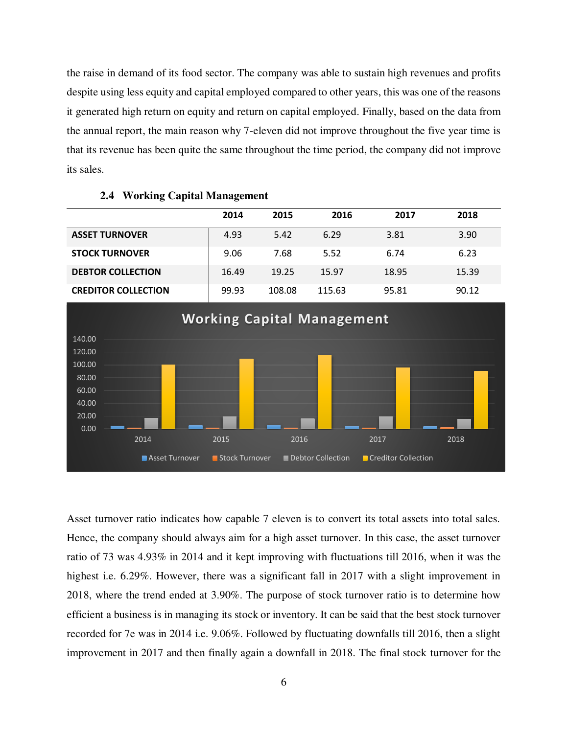the raise in demand of its food sector. The company was able to sustain high revenues and profits despite using less equity and capital employed compared to other years, this was one of the reasons it generated high return on equity and return on capital employed. Finally, based on the data from the annual report, the main reason why 7-eleven did not improve throughout the five year time is that its revenue has been quite the same throughout the time period, the company did not improve its sales.

## 2.4 Working Capital Management

| | 2014 | 2015 | 2016 | 2017 | 2018 |
|---|---|---|---|---|---|
| **ASSET TURNOVER** | 4.93 | 5.42 | 6.29 | 3.81 | 3.90 |
| **STOCK TURNOVER** | 9.06 | 7.68 | 5.52 | 6.74 | 6.23 |
| **DEBTOR COLLECTION** | 16.49 | 19.25 | 15.97 | 18.95 | 15.39 |
| **CREDITOR COLLECTION** | 99.93 | 108.08 | 115.63 | 95.81 | 90.12 |

Asset turnover ratio indicates how capable 7 eleven is to convert its total assets into total sales. Hence, the company should always aim for a high asset turnover. In this case, the asset turnover ratio of 73 was 4.93% in 2014 and it kept improving with fluctuations till 2016, when it was the highest i.e. 6.29%. However, there was a significant fall in 2017 with a slight improvement in 2018, where the trend ended at 3.90%. The purpose of stock turnover ratio is to determine how efficient a business is in managing its stock or inventory. It can be said that the best stock turnover recorded for 7e was in 2014 i.e. 9.06%. Followed by fluctuating downfalls till 2016, then a slight improvement in 2017 and then finally again a downfall in 2018. The final stock turnover for the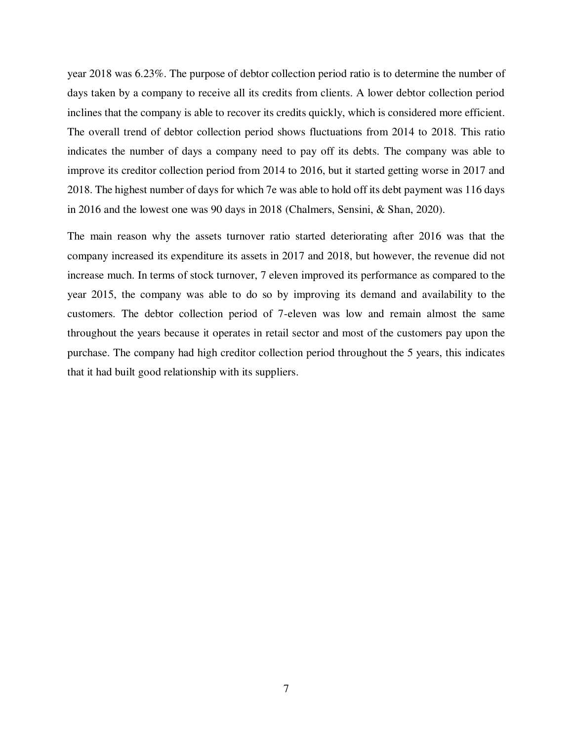year 2018 was 6.23%. The purpose of debtor collection period ratio is to determine the number of days taken by a company to receive all its credits from clients. A lower debtor collection period inclines that the company is able to recover its credits quickly, which is considered more efficient. The overall trend of debtor collection period shows fluctuations from 2014 to 2018. This ratio indicates the number of days a company need to pay off its debts. The company was able to improve its creditor collection period from 2014 to 2016, but it started getting worse in 2017 and 2018. The highest number of days for which 7e was able to hold off its debt payment was 116 days in 2016 and the lowest one was 90 days in 2018 (Chalmers, Sensini, & Shan, 2020).

The main reason why the assets turnover ratio started deteriorating after 2016 was that the company increased its expenditure its assets in 2017 and 2018, but however, the revenue did not increase much. In terms of stock turnover, 7 eleven improved its performance as compared to the year 2015, the company was able to do so by improving its demand and availability to the customers. The debtor collection period of 7-eleven was low and remain almost the same throughout the years because it operates in retail sector and most of the customers pay upon the purchase. The company had high creditor collection period throughout the 5 years, this indicates that it had built good relationship with its suppliers.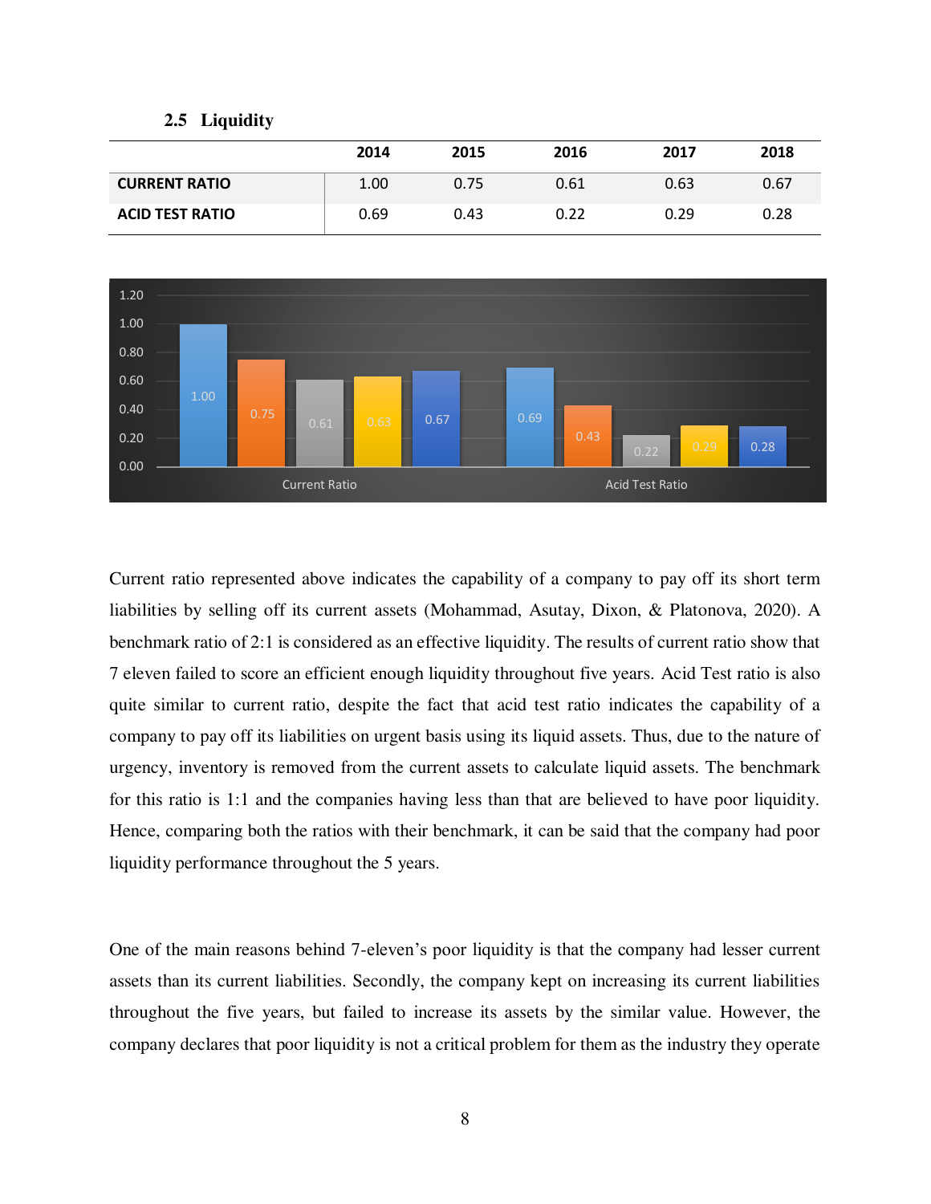### 2.5 Liquidity

| | 2014 | 2015 | 2016 | 2017 | 2018 |
|---|---|---|---|---|---|
| **CURRENT RATIO** | 1.00 | 0.75 | 0.61 | 0.63 | 0.67 |
| **ACID TEST RATIO** | 0.69 | 0.43 | 0.22 | 0.29 | 0.28 |

Current ratio represented above indicates the capability of a company to pay off its short term liabilities by selling off its current assets (Mohammad, Asutay, Dixon, & Platonova, 2020). A benchmark ratio of 2:1 is considered as an effective liquidity. The results of current ratio show that 7 eleven failed to score an efficient enough liquidity throughout five years. Acid Test ratio is also quite similar to current ratio, despite the fact that acid test ratio indicates the capability of a company to pay off its liabilities on urgent basis using its liquid assets. Thus, due to the nature of urgency, inventory is removed from the current assets to calculate liquid assets. The benchmark for this ratio is 1:1 and the companies having less than that are believed to have poor liquidity. Hence, comparing both the ratios with their benchmark, it can be said that the company had poor liquidity performance throughout the 5 years.

One of the main reasons behind 7-eleven's poor liquidity is that the company had lesser current assets than its current liabilities. Secondly, the company kept on increasing its current liabilities throughout the five years, but failed to increase its assets by the similar value. However, the company declares that poor liquidity is not a critical problem for them as the industry they operate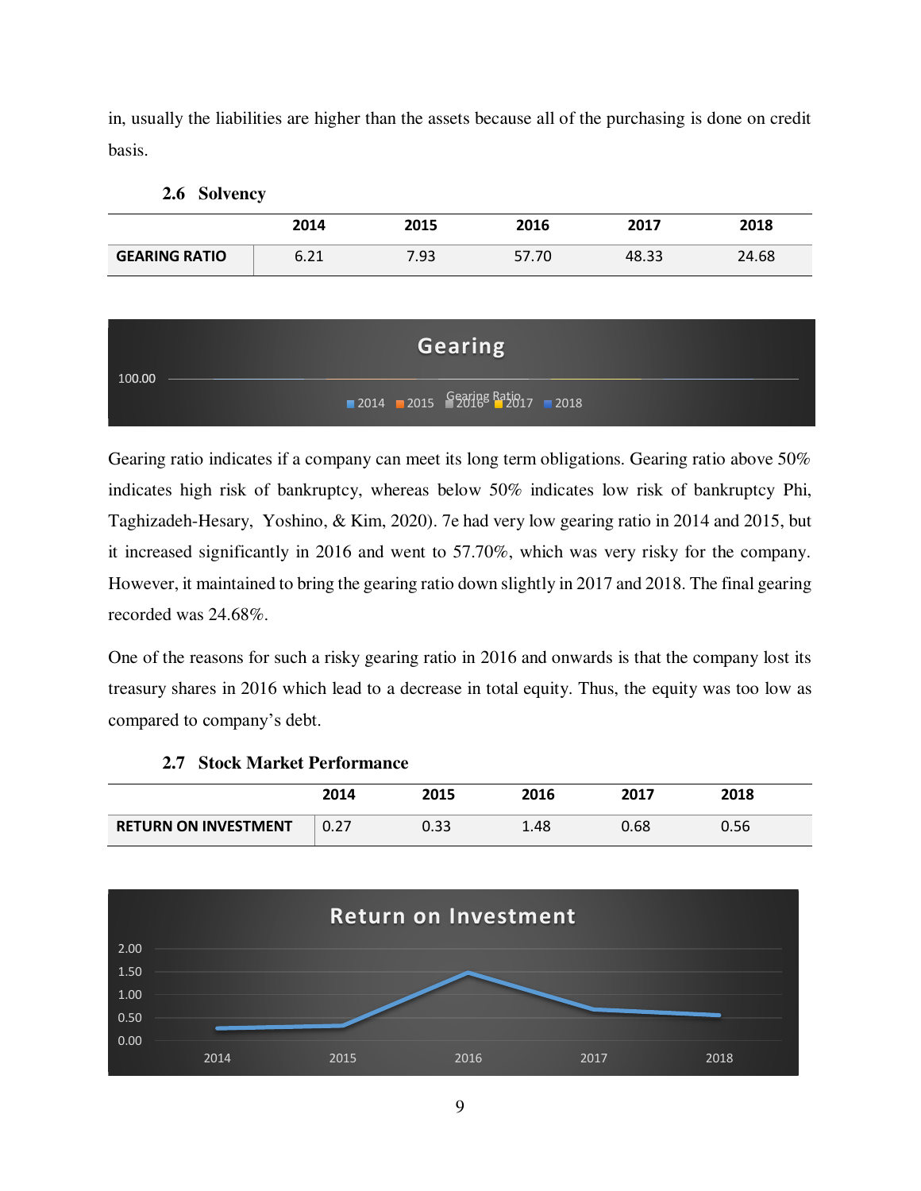in, usually the liabilities are higher than the assets because all of the purchasing is done on credit basis.

### 2.6 Solvency

| | 2014 | 2015 | 2016 | 2017 | 2018 |
|---|---|---|---|---|---|
| **GEARING RATIO** | 6.21 | 7.93 | 57.70 | 48.33 | 24.68 |

Gearing ratio indicates if a company can meet its long term obligations. Gearing ratio above 50% indicates high risk of bankruptcy, whereas below 50% indicates low risk of bankruptcy Phi, Taghizadeh-Hesary, Yoshino, & Kim, 2020). 7e had very low gearing ratio in 2014 and 2015, but it increased significantly in 2016 and went to 57.70%, which was very risky for the company. However, it maintained to bring the gearing ratio down slightly in 2017 and 2018. The final gearing recorded was 24.68%.

One of the reasons for such a risky gearing ratio in 2016 and onwards is that the company lost its treasury shares in 2016 which lead to a decrease in total equity. Thus, the equity was too low as compared to company's debt.

### 2.7 Stock Market Performance

| | 2014 | 2015 | 2016 | 2017 | 2018 |
|---|---|---|---|---|---|
| **RETURN ON INVESTMENT** | 0.27 | 0.33 | 1.48 | 0.68 | 0.56 |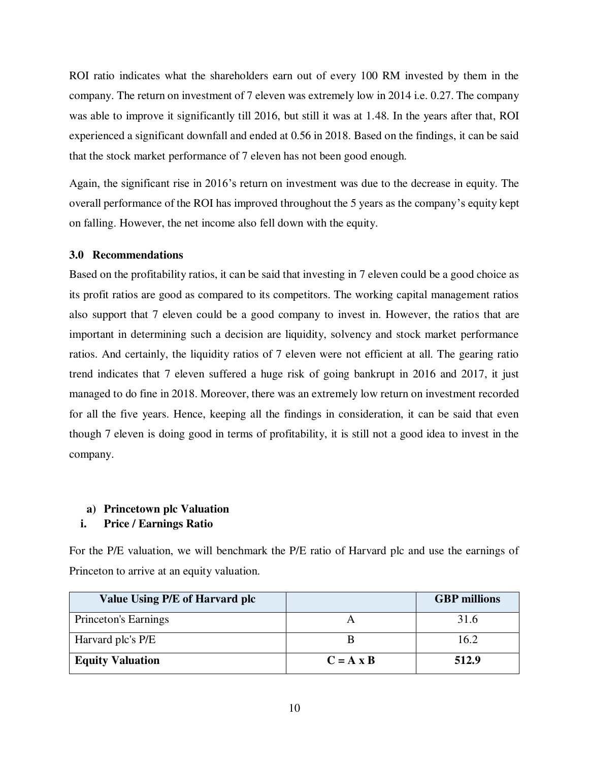ROI ratio indicates what the shareholders earn out of every 100 RM invested by them in the company. The return on investment of 7 eleven was extremely low in 2014 i.e. 0.27. The company was able to improve it significantly till 2016, but still it was at 1.48. In the years after that, ROI experienced a significant downfall and ended at 0.56 in 2018. Based on the findings, it can be said that the stock market performance of 7 eleven has not been good enough.

Again, the significant rise in 2016's return on investment was due to the decrease in equity. The overall performance of the ROI has improved throughout the 5 years as the company's equity kept on falling. However, the net income also fell down with the equity.

## 3.0 Recommendations

Based on the profitability ratios, it can be said that investing in 7 eleven could be a good choice as its profit ratios are good as compared to its competitors. The working capital management ratios also support that 7 eleven could be a good company to invest in. However, the ratios that are important in determining such a decision are liquidity, solvency and stock market performance ratios. And certainly, the liquidity ratios of 7 eleven were not efficient at all. The gearing ratio trend indicates that 7 eleven suffered a huge risk of going bankrupt in 2016 and 2017, it just managed to do fine in 2018. Moreover, there was an extremely low return on investment recorded for all the five years. Hence, keeping all the findings in consideration, it can be said that even though 7 eleven is doing good in terms of profitability, it is still not a good idea to invest in the company.

### a) Princetown plc Valuation

#### i. Price / Earnings Ratio

For the P/E valuation, we will benchmark the P/E ratio of Harvard plc and use the earnings of Princeton to arrive at an equity valuation.

| Value Using P/E of Harvard plc | | GBP millions |
|---|---|---|
| Princeton's Earnings | A | 31.6 |
| Harvard plc's P/E | B | 16.2 |
| **Equity Valuation** | **C = A x B** | **512.9** |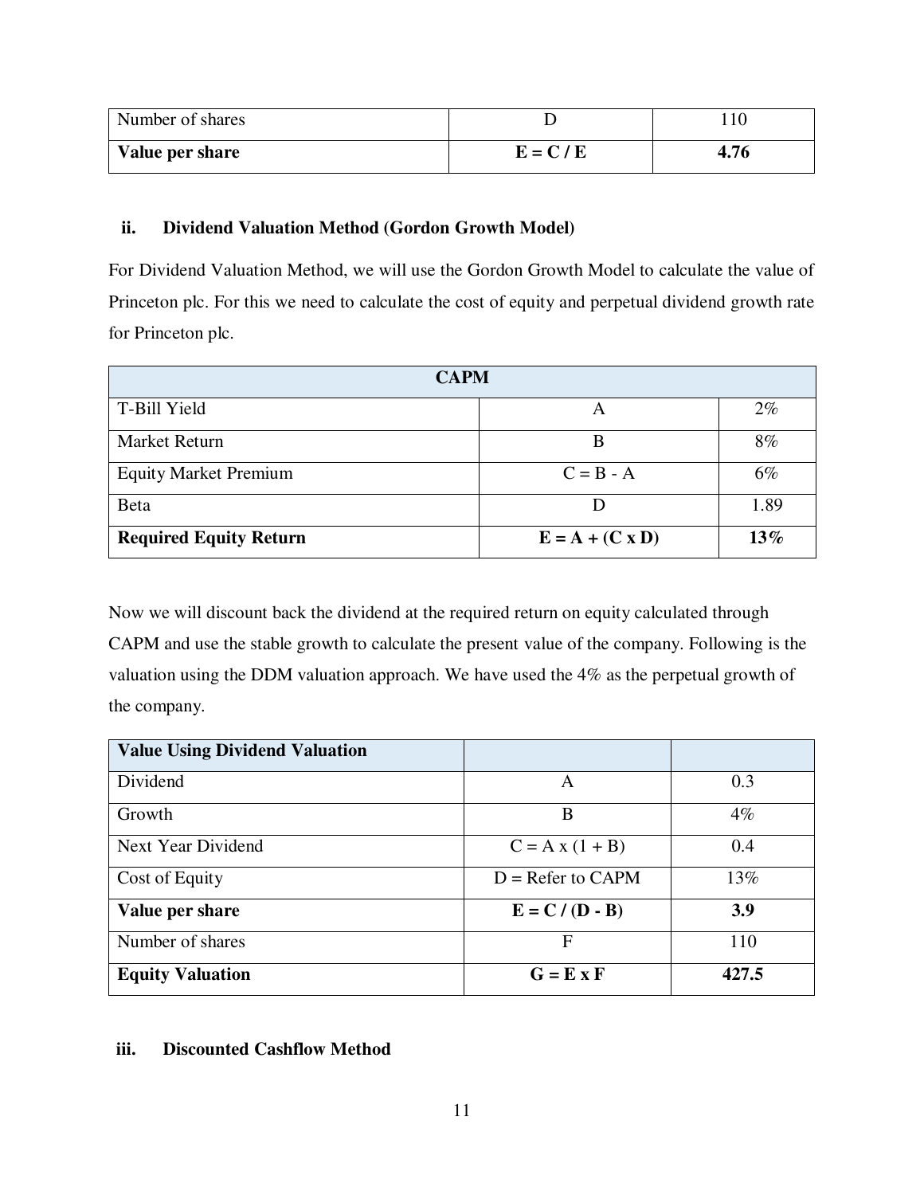| Number of shares | D | 110 |
|---|---|---|
| **Value per share** | **E = C / E** | **4.76** |

### ii. Dividend Valuation Method (Gordon Growth Model)

For Dividend Valuation Method, we will use the Gordon Growth Model to calculate the value of Princeton plc. For this we need to calculate the cost of equity and perpetual dividend growth rate for Princeton plc.

| CAPM | | |
|---|---|---|
| T-Bill Yield | A | 2% |
| Market Return | B | 8% |
| Equity Market Premium | C = B - A | 6% |
| Beta | D | 1.89 |
| **Required Equity Return** | **E = A + (C x D)** | **13%** |

Now we will discount back the dividend at the required return on equity calculated through CAPM and use the stable growth to calculate the present value of the company. Following is the valuation using the DDM valuation approach. We have used the 4% as the perpetual growth of the company.

| **Value Using Dividend Valuation** | | |
|---|---|---|
| Dividend | A | 0.3 |
| Growth | B | 4% |
| Next Year Dividend | C = A x (1 + B) | 0.4 |
| Cost of Equity | D = Refer to CAPM | 13% |
| **Value per share** | **E = C / (D - B)** | **3.9** |
| Number of shares | F | 110 |
| **Equity Valuation** | **G = E x F** | **427.5** |

### iii. Discounted Cashflow Method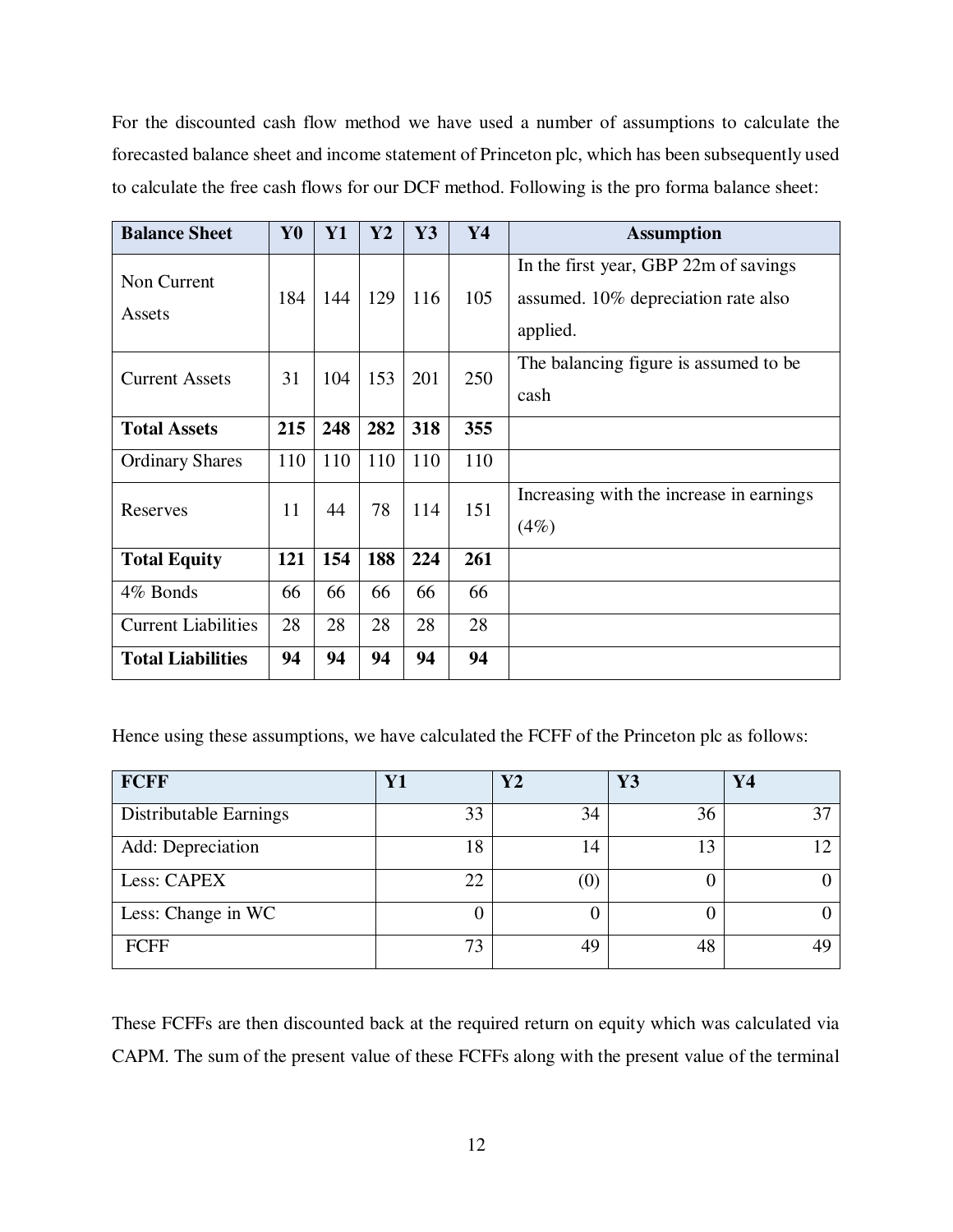For the discounted cash flow method we have used a number of assumptions to calculate the forecasted balance sheet and income statement of Princeton plc, which has been subsequently used to calculate the free cash flows for our DCF method. Following is the pro forma balance sheet:

| **Balance Sheet** | **Y0** | **Y1** | **Y2** | **Y3** | **Y4** | **Assumption** |
|---|---|---|---|---|---|---|
| Non Current Assets | 184 | 144 | 129 | 116 | 105 | In the first year, GBP 22m of savings assumed. 10% depreciation rate also applied. |
| Current Assets | 31 | 104 | 153 | 201 | 250 | The balancing figure is assumed to be cash |
| **Total Assets** | **215** | **248** | **282** | **318** | **355** | |
| Ordinary Shares | 110 | 110 | 110 | 110 | 110 | |
| Reserves | 11 | 44 | 78 | 114 | 151 | Increasing with the increase in earnings (4%) |
| **Total Equity** | **121** | **154** | **188** | **224** | **261** | |
| 4% Bonds | 66 | 66 | 66 | 66 | 66 | |
| Current Liabilities | 28 | 28 | 28 | 28 | 28 | |
| **Total Liabilities** | **94** | **94** | **94** | **94** | **94** | |

Hence using these assumptions, we have calculated the FCFF of the Princeton plc as follows:

| **FCFF** | **Y1** | **Y2** | **Y3** | **Y4** |
|---|---|---|---|---|
| Distributable Earnings | 33 | 34 | 36 | 37 |
| Add: Depreciation | 18 | 14 | 13 | 12 |
| Less: CAPEX | 22 | (0) | 0 | 0 |
| Less: Change in WC | 0 | 0 | 0 | 0 |
| FCFF | 73 | 49 | 48 | 49 |

These FCFFs are then discounted back at the required return on equity which was calculated via CAPM. The sum of the present value of these FCFFs along with the present value of the terminal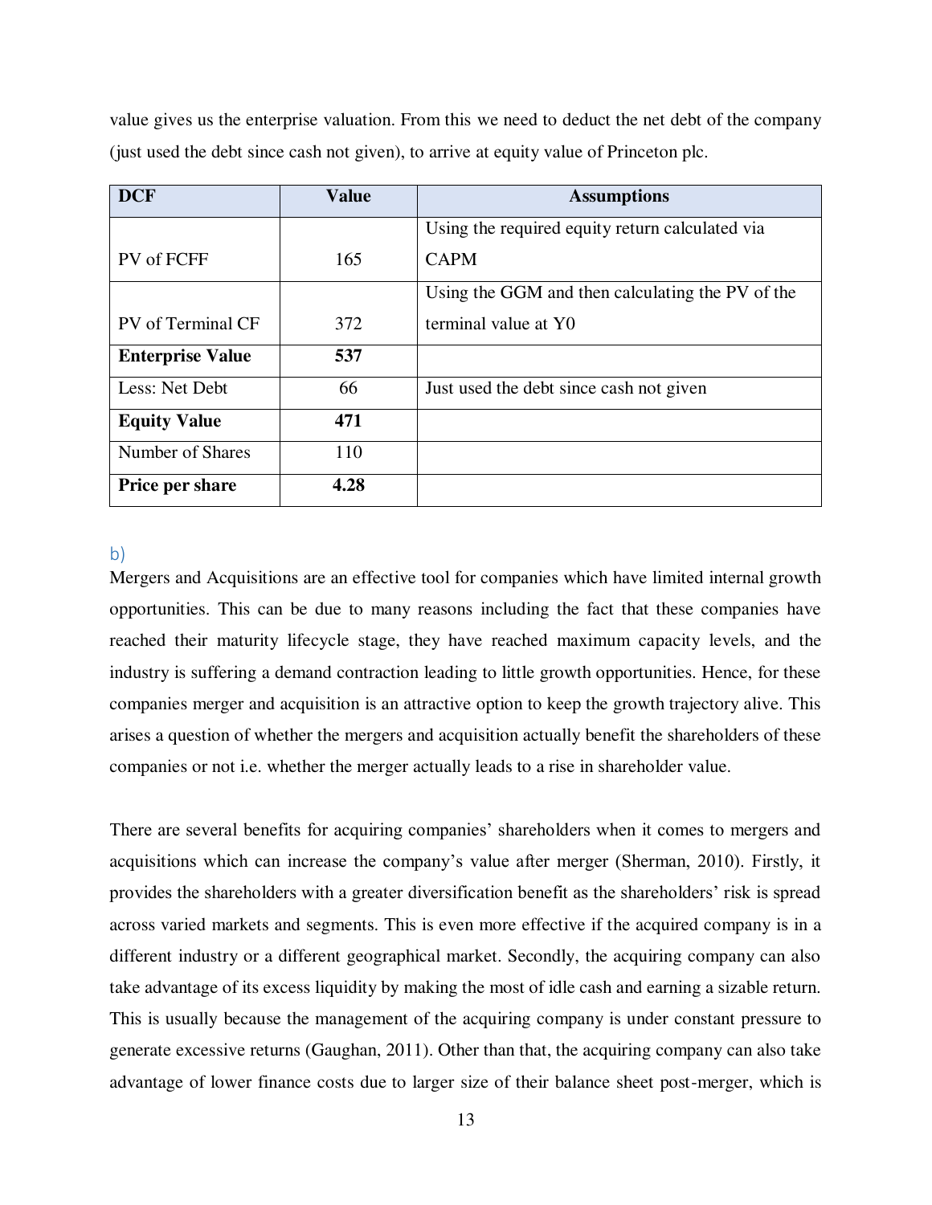value gives us the enterprise valuation. From this we need to deduct the net debt of the company (just used the debt since cash not given), to arrive at equity value of Princeton plc.

| DCF | Value | Assumptions |
| --- | --- | --- |
| PV of FCFF | 165 | Using the required equity return calculated via CAPM |
| PV of Terminal CF | 372 | Using the GGM and then calculating the PV of the terminal value at Y0 |
| **Enterprise Value** | **537** | |
| Less: Net Debt | 66 | Just used the debt since cash not given |
| **Equity Value** | **471** | |
| Number of Shares | 110 | |
| **Price per share** | **4.28** | |

### b)

Mergers and Acquisitions are an effective tool for companies which have limited internal growth opportunities. This can be due to many reasons including the fact that these companies have reached their maturity lifecycle stage, they have reached maximum capacity levels, and the industry is suffering a demand contraction leading to little growth opportunities. Hence, for these companies merger and acquisition is an attractive option to keep the growth trajectory alive. This arises a question of whether the mergers and acquisition actually benefit the shareholders of these companies or not i.e. whether the merger actually leads to a rise in shareholder value.

There are several benefits for acquiring companies' shareholders when it comes to mergers and acquisitions which can increase the company's value after merger (Sherman, 2010). Firstly, it provides the shareholders with a greater diversification benefit as the shareholders' risk is spread across varied markets and segments. This is even more effective if the acquired company is in a different industry or a different geographical market. Secondly, the acquiring company can also take advantage of its excess liquidity by making the most of idle cash and earning a sizable return. This is usually because the management of the acquiring company is under constant pressure to generate excessive returns (Gaughan, 2011). Other than that, the acquiring company can also take advantage of lower finance costs due to larger size of their balance sheet post-merger, which is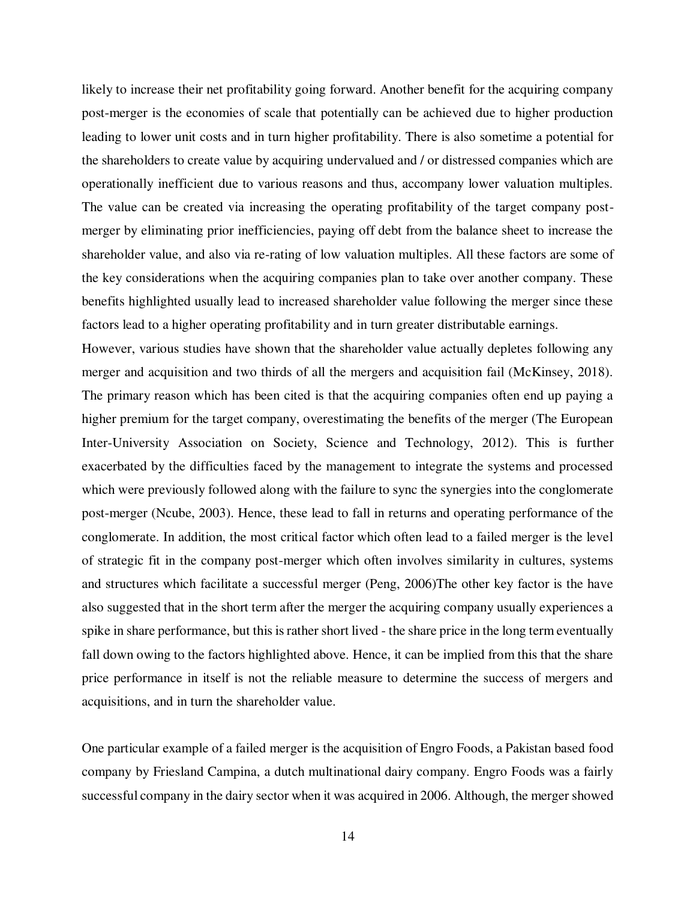likely to increase their net profitability going forward. Another benefit for the acquiring company post-merger is the economies of scale that potentially can be achieved due to higher production leading to lower unit costs and in turn higher profitability. There is also sometime a potential for the shareholders to create value by acquiring undervalued and / or distressed companies which are operationally inefficient due to various reasons and thus, accompany lower valuation multiples. The value can be created via increasing the operating profitability of the target company post-merger by eliminating prior inefficiencies, paying off debt from the balance sheet to increase the shareholder value, and also via re-rating of low valuation multiples. All these factors are some of the key considerations when the acquiring companies plan to take over another company. These benefits highlighted usually lead to increased shareholder value following the merger since these factors lead to a higher operating profitability and in turn greater distributable earnings.

However, various studies have shown that the shareholder value actually depletes following any merger and acquisition and two thirds of all the mergers and acquisition fail (McKinsey, 2018). The primary reason which has been cited is that the acquiring companies often end up paying a higher premium for the target company, overestimating the benefits of the merger (The European Inter-University Association on Society, Science and Technology, 2012). This is further exacerbated by the difficulties faced by the management to integrate the systems and processed which were previously followed along with the failure to sync the synergies into the conglomerate post-merger (Ncube, 2003). Hence, these lead to fall in returns and operating performance of the conglomerate. In addition, the most critical factor which often lead to a failed merger is the level of strategic fit in the company post-merger which often involves similarity in cultures, systems and structures which facilitate a successful merger (Peng, 2006)The other key factor is the have also suggested that in the short term after the merger the acquiring company usually experiences a spike in share performance, but this is rather short lived - the share price in the long term eventually fall down owing to the factors highlighted above. Hence, it can be implied from this that the share price performance in itself is not the reliable measure to determine the success of mergers and acquisitions, and in turn the shareholder value.

One particular example of a failed merger is the acquisition of Engro Foods, a Pakistan based food company by Friesland Campina, a dutch multinational dairy company. Engro Foods was a fairly successful company in the dairy sector when it was acquired in 2006. Although, the merger showed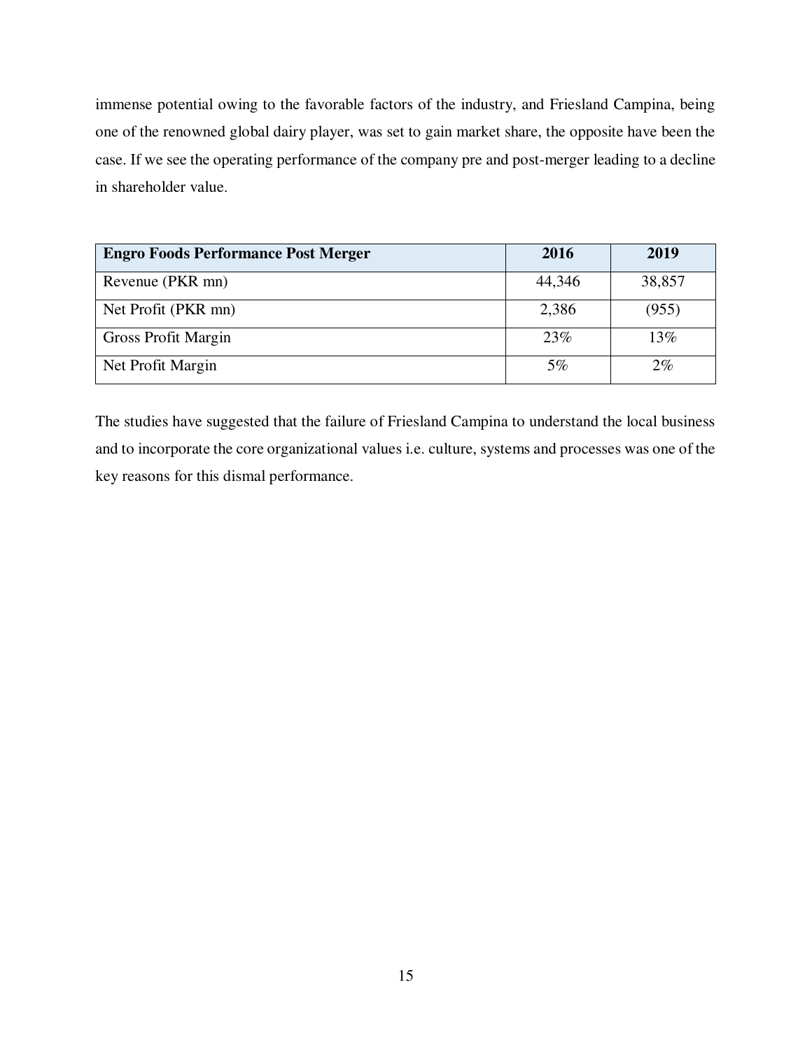immense potential owing to the favorable factors of the industry, and Friesland Campina, being one of the renowned global dairy player, was set to gain market share, the opposite have been the case. If we see the operating performance of the company pre and post-merger leading to a decline in shareholder value.

| **Engro Foods Performance Post Merger** | **2016** | **2019** |
|---|---|---|
| Revenue (PKR mn) | 44,346 | 38,857 |
| Net Profit (PKR mn) | 2,386 | (955) |
| Gross Profit Margin | 23% | 13% |
| Net Profit Margin | 5% | 2% |

The studies have suggested that the failure of Friesland Campina to understand the local business and to incorporate the core organizational values i.e. culture, systems and processes was one of the key reasons for this dismal performance.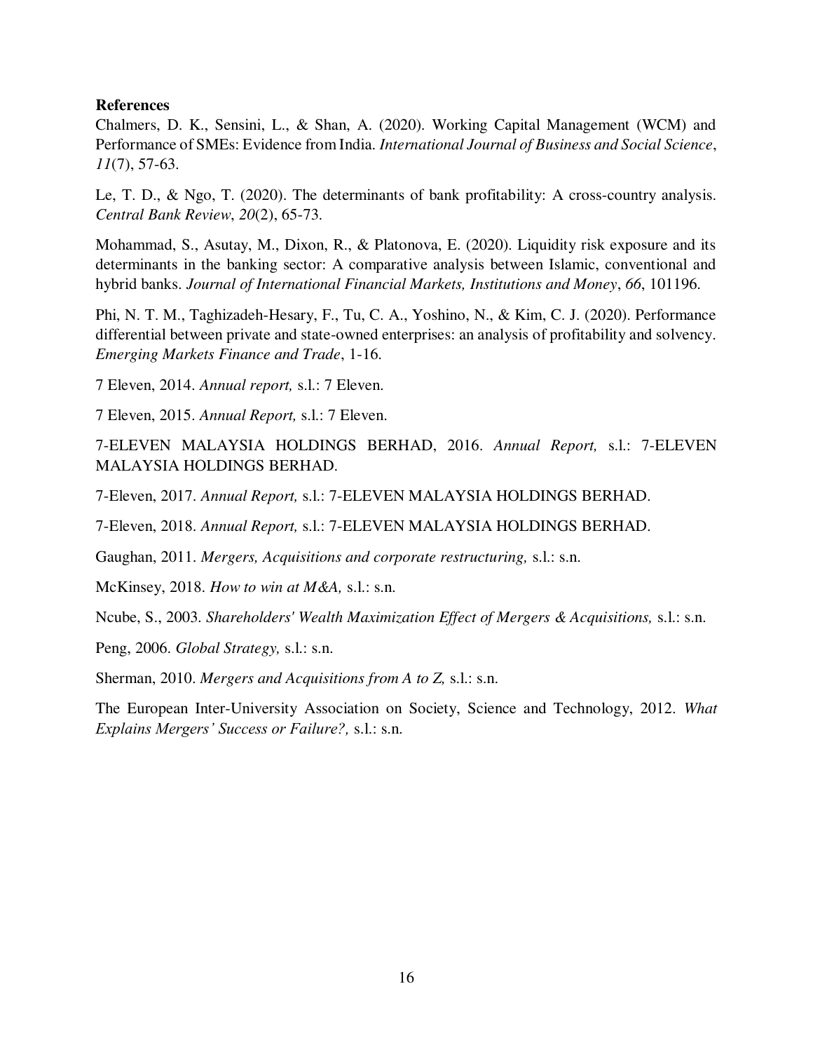**References**

Chalmers, D. K., Sensini, L., & Shan, A. (2020). Working Capital Management (WCM) and Performance of SMEs: Evidence from India. *International Journal of Business and Social Science*, *11*(7), 57-63.

Le, T. D., & Ngo, T. (2020). The determinants of bank profitability: A cross-country analysis. *Central Bank Review*, *20*(2), 65-73.

Mohammad, S., Asutay, M., Dixon, R., & Platonova, E. (2020). Liquidity risk exposure and its determinants in the banking sector: A comparative analysis between Islamic, conventional and hybrid banks. *Journal of International Financial Markets, Institutions and Money*, *66*, 101196.

Phi, N. T. M., Taghizadeh-Hesary, F., Tu, C. A., Yoshino, N., & Kim, C. J. (2020). Performance differential between private and state-owned enterprises: an analysis of profitability and solvency. *Emerging Markets Finance and Trade*, 1-16.

7 Eleven, 2014. *Annual report,* s.l.: 7 Eleven.

7 Eleven, 2015. *Annual Report,* s.l.: 7 Eleven.

7-ELEVEN MALAYSIA HOLDINGS BERHAD, 2016. *Annual Report,* s.l.: 7-ELEVEN MALAYSIA HOLDINGS BERHAD.

7-Eleven, 2017. *Annual Report,* s.l.: 7-ELEVEN MALAYSIA HOLDINGS BERHAD.

7-Eleven, 2018. *Annual Report,* s.l.: 7-ELEVEN MALAYSIA HOLDINGS BERHAD.

Gaughan, 2011. *Mergers, Acquisitions and corporate restructuring,* s.l.: s.n.

McKinsey, 2018. *How to win at M&A,* s.l.: s.n.

Ncube, S., 2003. *Shareholders' Wealth Maximization Effect of Mergers & Acquisitions,* s.l.: s.n.

Peng, 2006. *Global Strategy,* s.l.: s.n.

Sherman, 2010. *Mergers and Acquisitions from A to Z,* s.l.: s.n.

The European Inter-University Association on Society, Science and Technology, 2012. *What Explains Mergers' Success or Failure?,* s.l.: s.n.